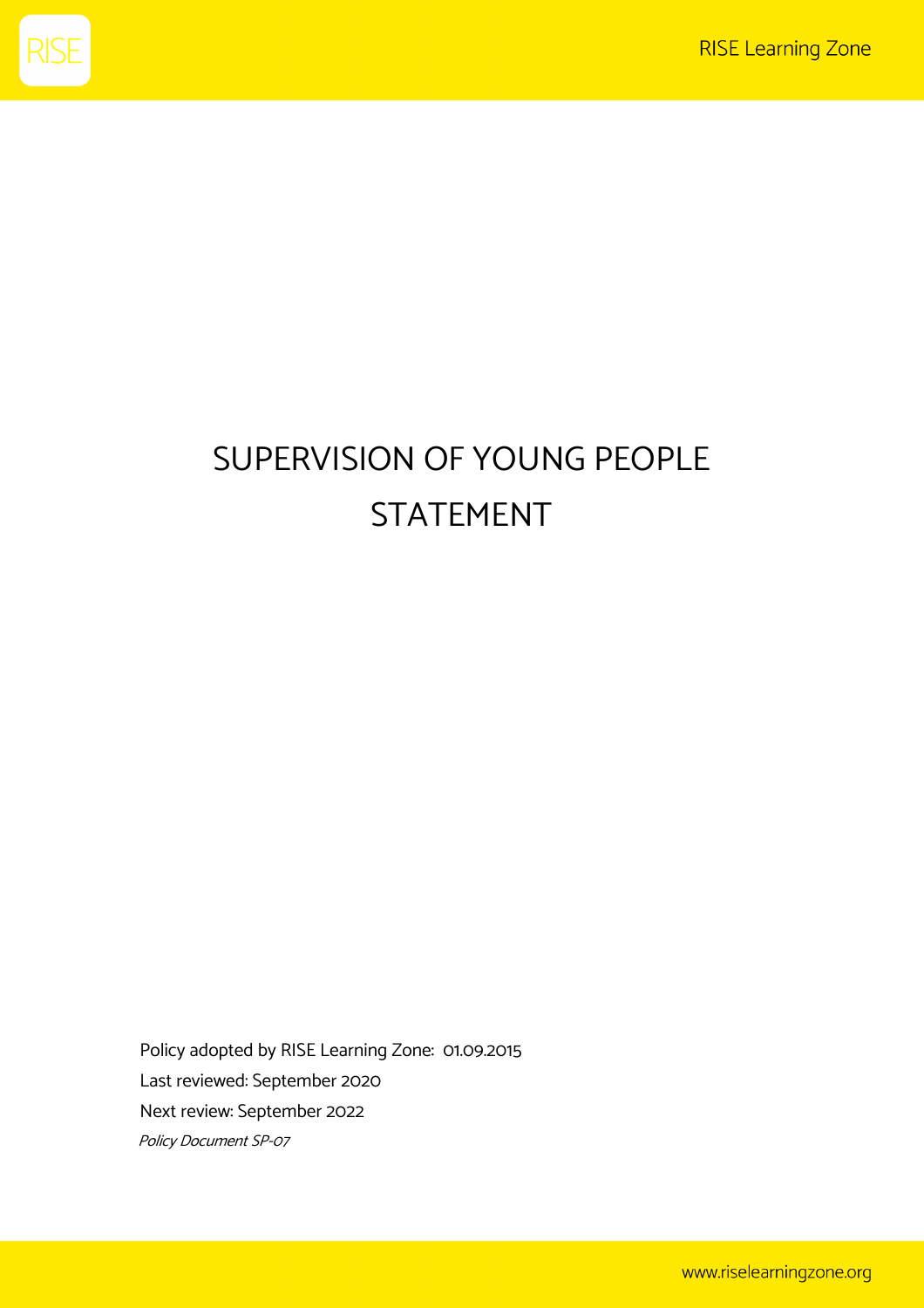# SUPERVISION OF YOUNG PEOPLE STATEMENT

Policy adopted by RISE Learning Zone: 01.09.2015

Last reviewed: September 2020

Next review: September 2022

*Policy Document SP-07*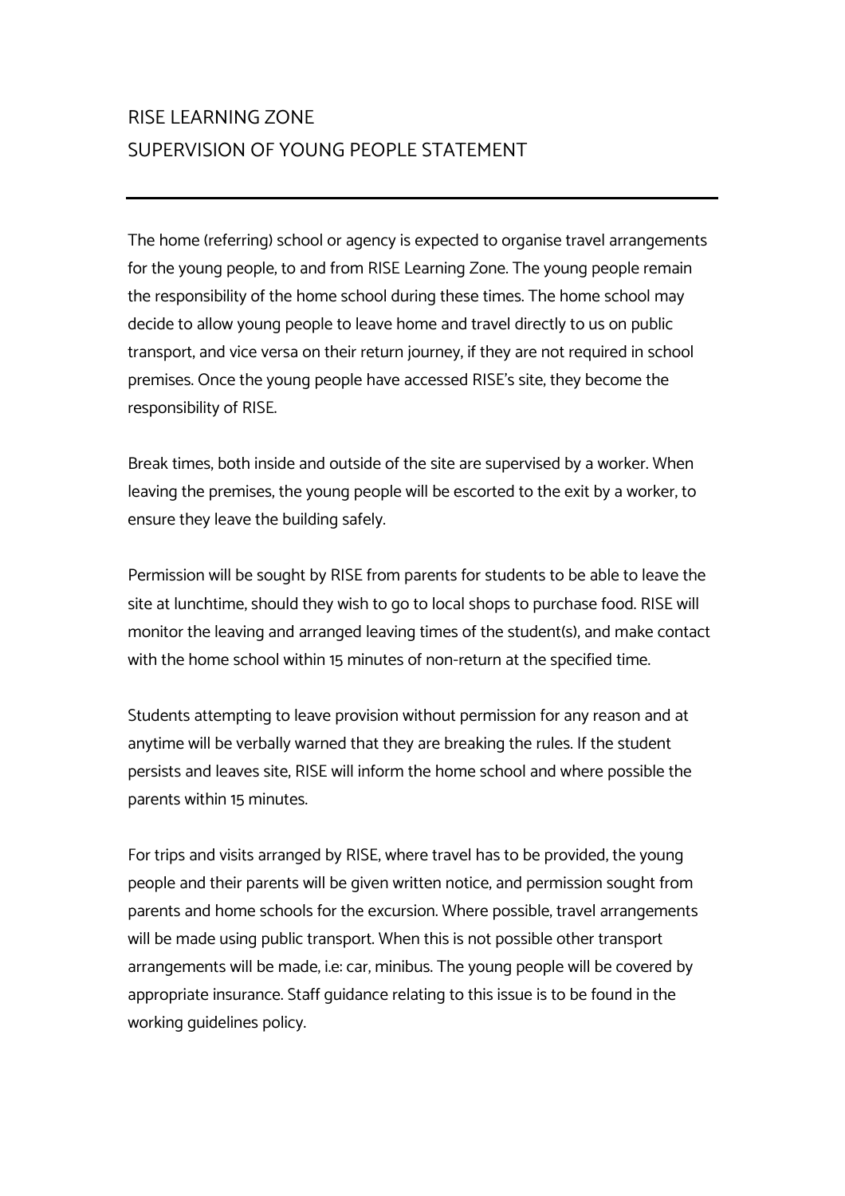# RISE LEARNING ZONE
## SUPERVISION OF YOUNG PEOPLE STATEMENT

---

The home (referring) school or agency is expected to organise travel arrangements for the young people, to and from RISE Learning Zone. The young people remain the responsibility of the home school during these times. The home school may decide to allow young people to leave home and travel directly to us on public transport, and vice versa on their return journey, if they are not required in school premises. Once the young people have accessed RISE's site, they become the responsibility of RISE.

Break times, both inside and outside of the site are supervised by a worker. When leaving the premises, the young people will be escorted to the exit by a worker, to ensure they leave the building safely.

Permission will be sought by RISE from parents for students to be able to leave the site at lunchtime, should they wish to go to local shops to purchase food. RISE will monitor the leaving and arranged leaving times of the student(s), and make contact with the home school within 15 minutes of non-return at the specified time.

Students attempting to leave provision without permission for any reason and at anytime will be verbally warned that they are breaking the rules. If the student persists and leaves site, RISE will inform the home school and where possible the parents within 15 minutes.

For trips and visits arranged by RISE, where travel has to be provided, the young people and their parents will be given written notice, and permission sought from parents and home schools for the excursion. Where possible, travel arrangements will be made using public transport. When this is not possible other transport arrangements will be made, i.e: car, minibus. The young people will be covered by appropriate insurance. Staff guidance relating to this issue is to be found in the working guidelines policy.